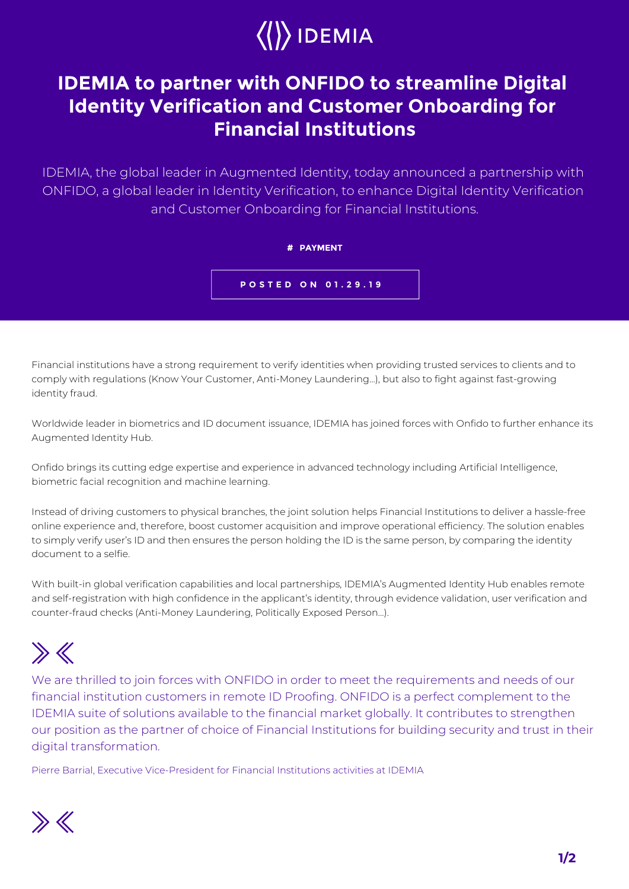IDEMIA

# IDEMIA to partner with ONFIDO to streamline Digital Identity Verification and Customer Onboarding for Financial Institutions

IDEMIA, the global leader in Augmented Identity, today announced a partnership with ONFIDO, a global leader in Identity Verification, to enhance Digital Identity Verification and Customer Onboarding for Financial Institutions.

**# PAYMENT**

**POSTED ON 01.29.19**

Financial institutions have a strong requirement to verify identities when providing trusted services to clients and to comply with regulations (Know Your Customer, Anti-Money Laundering…), but also to fight against fast-growing identity fraud.

Worldwide leader in biometrics and ID document issuance, IDEMIA has joined forces with Onfido to further enhance its Augmented Identity Hub.

Onfido brings its cutting edge expertise and experience in advanced technology including Artificial Intelligence, biometric facial recognition and machine learning.

Instead of driving customers to physical branches, the joint solution helps Financial Institutions to deliver a hassle-free online experience and, therefore, boost customer acquisition and improve operational efficiency. The solution enables to simply verify user's ID and then ensures the person holding the ID is the same person, by comparing the identity document to a selfie.

With built-in global verification capabilities and local partnerships, IDEMIA's Augmented Identity Hub enables remote and self-registration with high confidence in the applicant's identity, through evidence validation, user verification and counter-fraud checks (Anti-Money Laundering, Politically Exposed Person…).

> We are thrilled to join forces with ONFIDO in order to meet the requirements and needs of our financial institution customers in remote ID Proofing. ONFIDO is a perfect complement to the IDEMIA suite of solutions available to the financial market globally. It contributes to strengthen our position as the partner of choice of Financial Institutions for building security and trust in their digital transformation.
>
> Pierre Barrial, Executive Vice-President for Financial Institutions activities at IDEMIA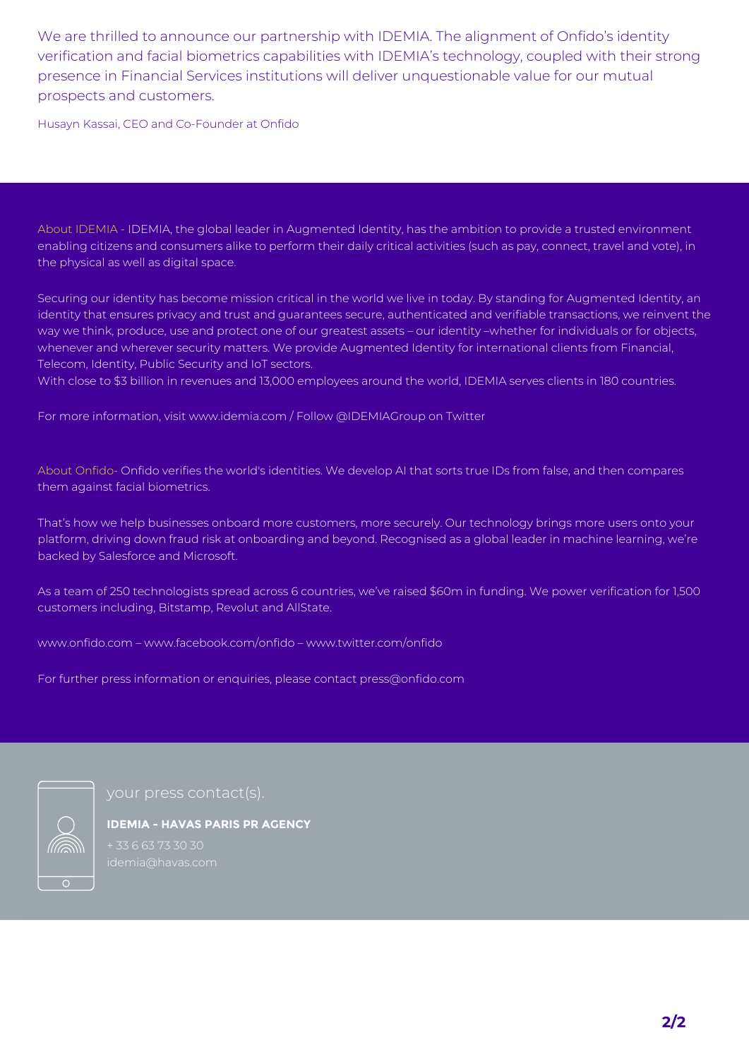We are thrilled to announce our partnership with IDEMIA. The alignment of Onfido's identity verification and facial biometrics capabilities with IDEMIA's technology, coupled with their strong presence in Financial Services institutions will deliver unquestionable value for our mutual prospects and customers.

Husayn Kassai, CEO and Co-Founder at Onfido

About IDEMIA - IDEMIA, the global leader in Augmented Identity, has the ambition to provide a trusted environment enabling citizens and consumers alike to perform their daily critical activities (such as pay, connect, travel and vote), in the physical as well as digital space.

Securing our identity has become mission critical in the world we live in today. By standing for Augmented Identity, an identity that ensures privacy and trust and guarantees secure, authenticated and verifiable transactions, we reinvent the way we think, produce, use and protect one of our greatest assets – our identity –whether for individuals or for objects, whenever and wherever security matters. We provide Augmented Identity for international clients from Financial, Telecom, Identity, Public Security and IoT sectors.
With close to $3 billion in revenues and 13,000 employees around the world, IDEMIA serves clients in 180 countries.

For more information, visit www.idemia.com / Follow @IDEMIAGroup on Twitter

About Onfido- Onfido verifies the world's identities. We develop AI that sorts true IDs from false, and then compares them against facial biometrics.

That's how we help businesses onboard more customers, more securely. Our technology brings more users onto your platform, driving down fraud risk at onboarding and beyond. Recognised as a global leader in machine learning, we're backed by Salesforce and Microsoft.

As a team of 250 technologists spread across 6 countries, we've raised $60m in funding. We power verification for 1,500 customers including, Bitstamp, Revolut and AllState.

www.onfido.com – www.facebook.com/onfido – www.twitter.com/onfido

For further press information or enquiries, please contact press@onfido.com

your press contact(s).

**IDEMIA - HAVAS PARIS PR AGENCY**
+ 33 6 63 73 30 30
idemia@havas.com